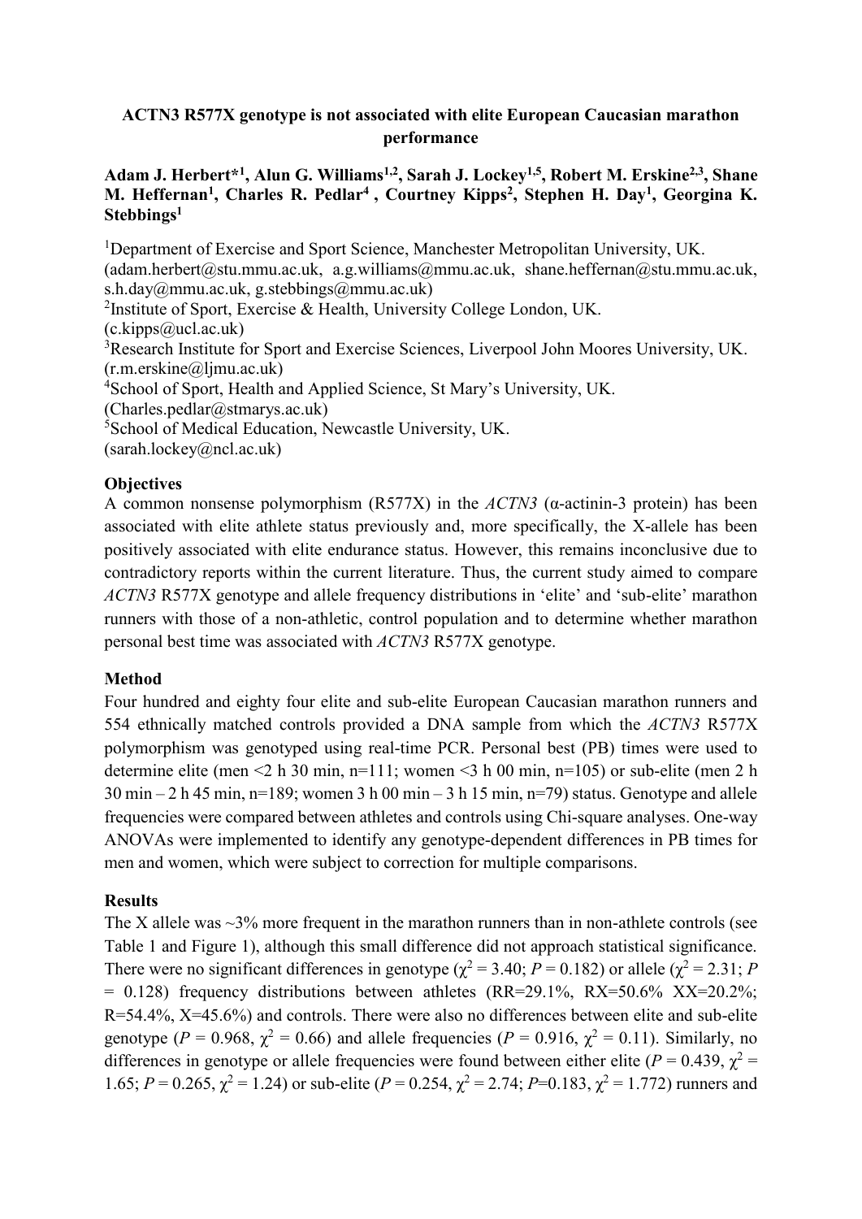# ACTN3 R577X genotype is not associated with elite European Caucasian marathon performance

**Adam J. Herbert*[1], Alun G. Williams[1,2], Sarah J. Lockey[1,5], Robert M. Erskine[2,3], Shane M. Heffernan[1], Charles R. Pedlar[4], Courtney Kipps[2], Stephen H. Day[1], Georgina K. Stebbings[1]**

[1]Department of Exercise and Sport Science, Manchester Metropolitan University, UK. (adam.herbert@stu.mmu.ac.uk, a.g.williams@mmu.ac.uk, shane.heffernan@stu.mmu.ac.uk, s.h.day@mmu.ac.uk, g.stebbings@mmu.ac.uk)
[2]Institute of Sport, Exercise & Health, University College London, UK. (c.kipps@ucl.ac.uk)
[3]Research Institute for Sport and Exercise Sciences, Liverpool John Moores University, UK. (r.m.erskine@ljmu.ac.uk)
[4]School of Sport, Health and Applied Science, St Mary's University, UK. (Charles.pedlar@stmarys.ac.uk)
[5]School of Medical Education, Newcastle University, UK. (sarah.lockey@ncl.ac.uk)

## Objectives

A common nonsense polymorphism (R577X) in the *ACTN3* (α-actinin-3 protein) has been associated with elite athlete status previously and, more specifically, the X-allele has been positively associated with elite endurance status. However, this remains inconclusive due to contradictory reports within the current literature. Thus, the current study aimed to compare *ACTN3* R577X genotype and allele frequency distributions in 'elite' and 'sub-elite' marathon runners with those of a non-athletic, control population and to determine whether marathon personal best time was associated with *ACTN3* R577X genotype.

## Method

Four hundred and eighty four elite and sub-elite European Caucasian marathon runners and 554 ethnically matched controls provided a DNA sample from which the *ACTN3* R577X polymorphism was genotyped using real-time PCR. Personal best (PB) times were used to determine elite (men <2 h 30 min, n=111; women <3 h 00 min, n=105) or sub-elite (men 2 h 30 min – 2 h 45 min, n=189; women 3 h 00 min – 3 h 15 min, n=79) status. Genotype and allele frequencies were compared between athletes and controls using Chi-square analyses. One-way ANOVAs were implemented to identify any genotype-dependent differences in PB times for men and women, which were subject to correction for multiple comparisons.

## Results

The X allele was ~3% more frequent in the marathon runners than in non-athlete controls (see Table 1 and Figure 1), although this small difference did not approach statistical significance. There were no significant differences in genotype ($\chi^2 = 3.40$; $P = 0.182$) or allele ($\chi^2 = 2.31$; $P = 0.128$) frequency distributions between athletes (RR=29.1%, RX=50.6% XX=20.2%; R=54.4%, X=45.6%) and controls. There were also no differences between elite and sub-elite genotype ($P = 0.968$, $\chi^2 = 0.66$) and allele frequencies ($P = 0.916$, $\chi^2 = 0.11$). Similarly, no differences in genotype or allele frequencies were found between either elite ($P = 0.439$, $\chi^2 = 1.65$; $P = 0.265$, $\chi^2 = 1.24$) or sub-elite ($P = 0.254$, $\chi^2 = 2.74$; $P$=0.183, $\chi^2 = 1.772$) runners and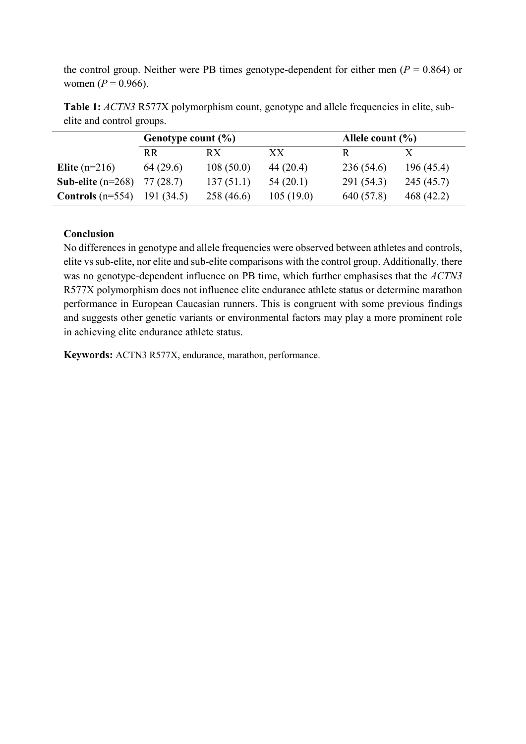the control group. Neither were PB times genotype-dependent for either men ($P$ = 0.864) or women ($P$ = 0.966).

**Table 1:** *ACTN3* R577X polymorphism count, genotype and allele frequencies in elite, sub-elite and control groups.

| | **Genotype count (%)** | | | **Allele count (%)** | |
|---|---|---|---|---|---|
| | RR | RX | XX | R | X |
| **Elite** (n=216) | 64 (29.6) | 108 (50.0) | 44 (20.4) | 236 (54.6) | 196 (45.4) |
| **Sub-elite** (n=268) | 77 (28.7) | 137 (51.1) | 54 (20.1) | 291 (54.3) | 245 (45.7) |
| **Controls** (n=554) | 191 (34.5) | 258 (46.6) | 105 (19.0) | 640 (57.8) | 468 (42.2) |

**Conclusion**

No differences in genotype and allele frequencies were observed between athletes and controls, elite vs sub-elite, nor elite and sub-elite comparisons with the control group. Additionally, there was no genotype-dependent influence on PB time, which further emphasises that the *ACTN3* R577X polymorphism does not influence elite endurance athlete status or determine marathon performance in European Caucasian runners. This is congruent with some previous findings and suggests other genetic variants or environmental factors may play a more prominent role in achieving elite endurance athlete status.

**Keywords:** ACTN3 R577X, endurance, marathon, performance.